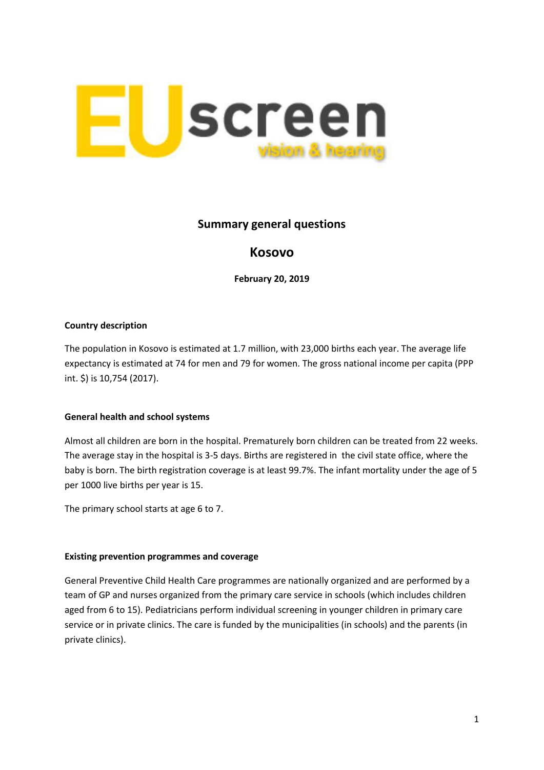EUscreen vision & hearing

## Summary general questions

# Kosovo

**February 20, 2019**

**Country description**

The population in Kosovo is estimated at 1.7 million, with 23,000 births each year. The average life expectancy is estimated at 74 for men and 79 for women. The gross national income per capita (PPP int. $) is 10,754 (2017).

**General health and school systems**

Almost all children are born in the hospital. Prematurely born children can be treated from 22 weeks. The average stay in the hospital is 3-5 days. Births are registered in the civil state office, where the baby is born. The birth registration coverage is at least 99.7%. The infant mortality under the age of 5 per 1000 live births per year is 15.

The primary school starts at age 6 to 7.

**Existing prevention programmes and coverage**

General Preventive Child Health Care programmes are nationally organized and are performed by a team of GP and nurses organized from the primary care service in schools (which includes children aged from 6 to 15). Pediatricians perform individual screening in younger children in primary care service or in private clinics. The care is funded by the municipalities (in schools) and the parents (in private clinics).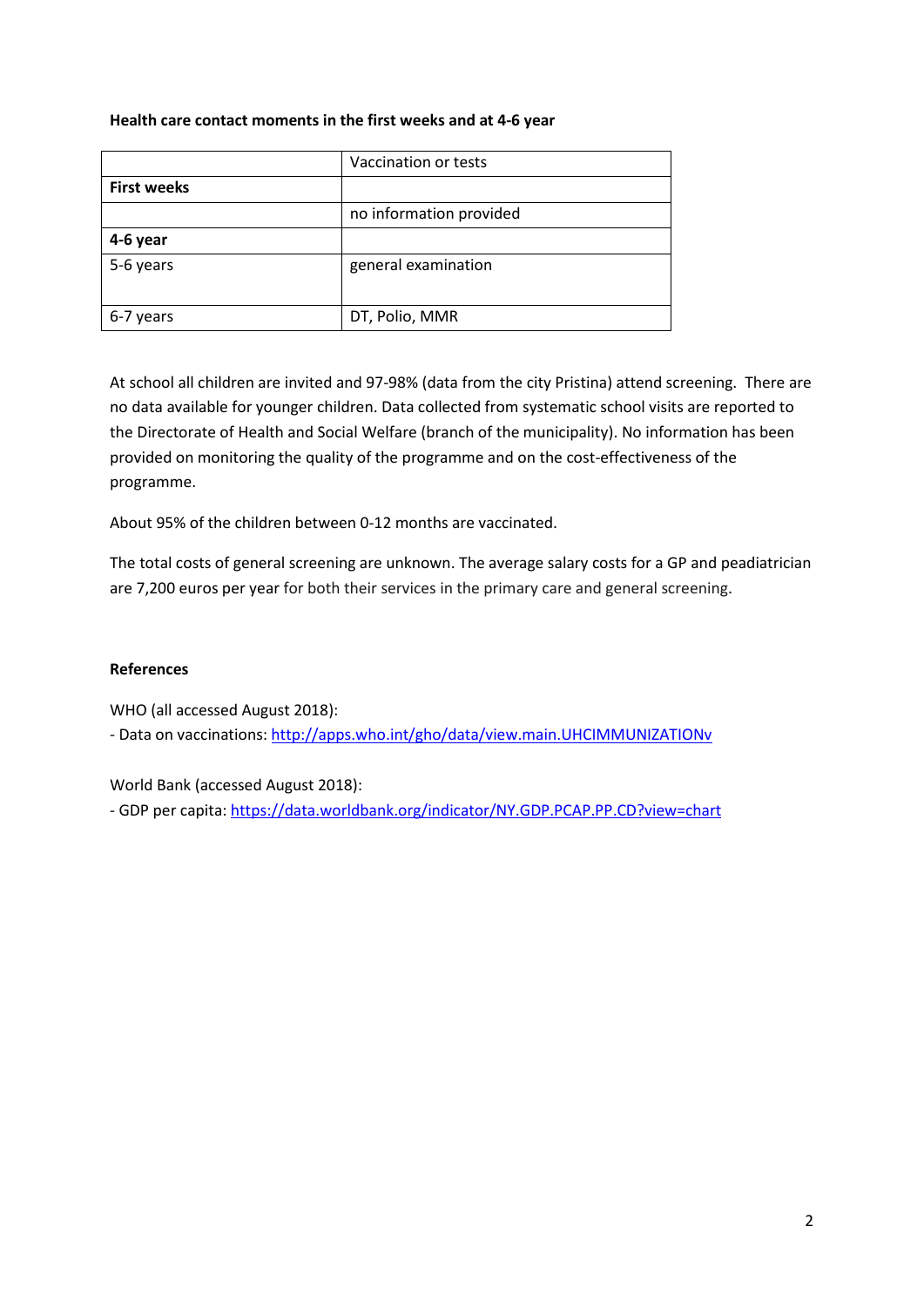**Health care contact moments in the first weeks and at 4-6 year**

| | Vaccination or tests |
|---|---|
| **First weeks** | |
| | no information provided |
| **4-6 year** | |
| 5-6 years | general examination |
| 6-7 years | DT, Polio, MMR |

At school all children are invited and 97-98% (data from the city Pristina) attend screening. There are no data available for younger children. Data collected from systematic school visits are reported to the Directorate of Health and Social Welfare (branch of the municipality). No information has been provided on monitoring the quality of the programme and on the cost-effectiveness of the programme.

About 95% of the children between 0-12 months are vaccinated.

The total costs of general screening are unknown. The average salary costs for a GP and peadiatrician are 7,200 euros per year for both their services in the primary care and general screening.

**References**

WHO (all accessed August 2018):
- Data on vaccinations: http://apps.who.int/gho/data/view.main.UHCIMMUNIZATIONv

World Bank (accessed August 2018):
- GDP per capita: https://data.worldbank.org/indicator/NY.GDP.PCAP.PP.CD?view=chart